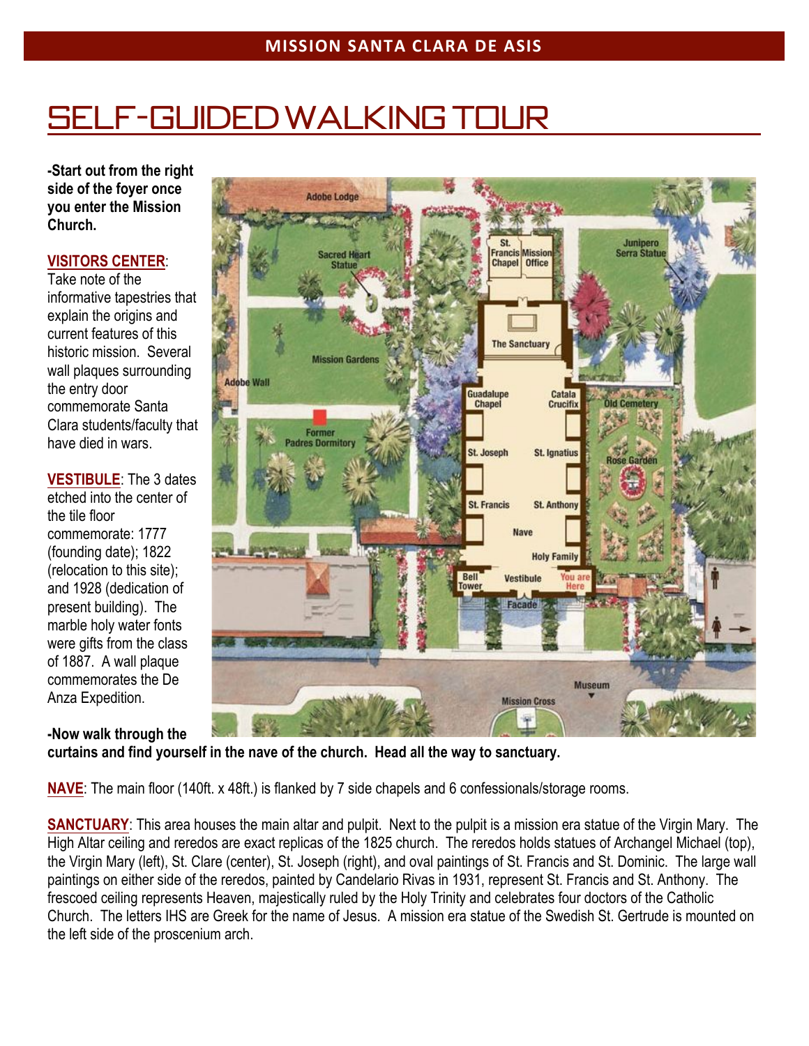**MISSION SANTA CLARA DE ASIS**

# SELF-GUIDED WALKING TOUR

**-Start out from the right side of the foyer once you enter the Mission Church.**

**VISITORS CENTER**: Take note of the informative tapestries that explain the origins and current features of this historic mission. Several wall plaques surrounding the entry door commemorate Santa Clara students/faculty that have died in wars.

**VESTIBULE**: The 3 dates etched into the center of the tile floor commemorate: 1777 (founding date); 1822 (relocation to this site); and 1928 (dedication of present building). The marble holy water fonts were gifts from the class of 1887. A wall plaque commemorates the De Anza Expedition.

**-Now walk through the curtains and find yourself in the nave of the church. Head all the way to sanctuary.**

**NAVE**: The main floor (140ft. x 48ft.) is flanked by 7 side chapels and 6 confessionals/storage rooms.

**SANCTUARY**: This area houses the main altar and pulpit. Next to the pulpit is a mission era statue of the Virgin Mary. The High Altar ceiling and reredos are exact replicas of the 1825 church. The reredos holds statues of Archangel Michael (top), the Virgin Mary (left), St. Clare (center), St. Joseph (right), and oval paintings of St. Francis and St. Dominic. The large wall paintings on either side of the reredos, painted by Candelario Rivas in 1931, represent St. Francis and St. Anthony. The frescoed ceiling represents Heaven, majestically ruled by the Holy Trinity and celebrates four doctors of the Catholic Church. The letters IHS are Greek for the name of Jesus. A mission era statue of the Swedish St. Gertrude is mounted on the left side of the proscenium arch.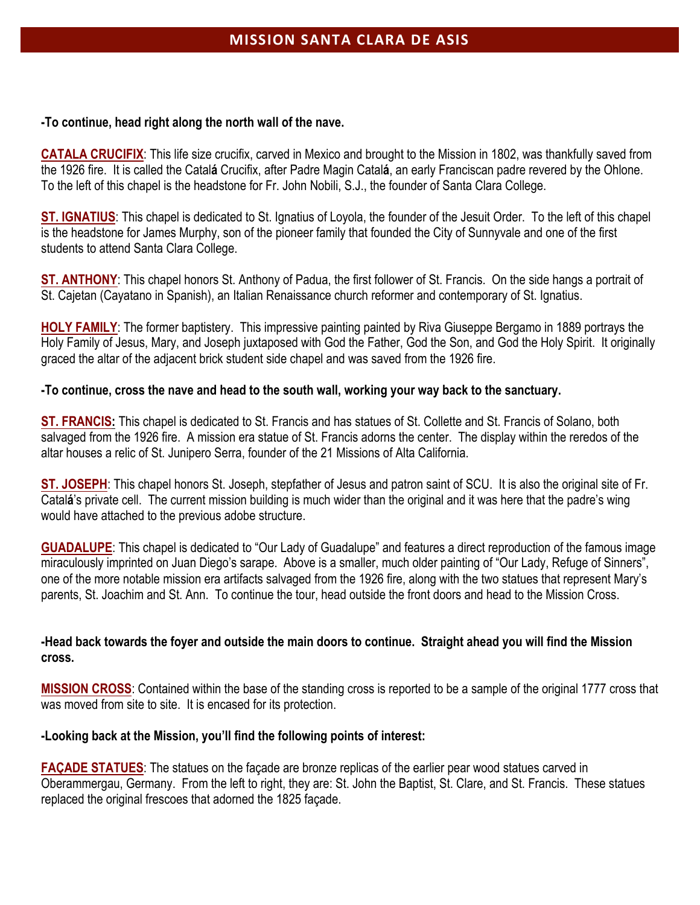**-To continue, head right along the north wall of the nave.**

**CATALA CRUCIFIX**: This life size crucifix, carved in Mexico and brought to the Mission in 1802, was thankfully saved from the 1926 fire. It is called the Catalá Crucifix, after Padre Magin Catalá, an early Franciscan padre revered by the Ohlone. To the left of this chapel is the headstone for Fr. John Nobili, S.J., the founder of Santa Clara College.

**ST. IGNATIUS**: This chapel is dedicated to St. Ignatius of Loyola, the founder of the Jesuit Order. To the left of this chapel is the headstone for James Murphy, son of the pioneer family that founded the City of Sunnyvale and one of the first students to attend Santa Clara College.

**ST. ANTHONY**: This chapel honors St. Anthony of Padua, the first follower of St. Francis. On the side hangs a portrait of St. Cajetan (Cayatano in Spanish), an Italian Renaissance church reformer and contemporary of St. Ignatius.

**HOLY FAMILY**: The former baptistery. This impressive painting painted by Riva Giuseppe Bergamo in 1889 portrays the Holy Family of Jesus, Mary, and Joseph juxtaposed with God the Father, God the Son, and God the Holy Spirit. It originally graced the altar of the adjacent brick student side chapel and was saved from the 1926 fire.

**-To continue, cross the nave and head to the south wall, working your way back to the sanctuary.**

**ST. FRANCIS:** This chapel is dedicated to St. Francis and has statues of St. Collette and St. Francis of Solano, both salvaged from the 1926 fire. A mission era statue of St. Francis adorns the center. The display within the reredos of the altar houses a relic of St. Junipero Serra, founder of the 21 Missions of Alta California.

**ST. JOSEPH**: This chapel honors St. Joseph, stepfather of Jesus and patron saint of SCU. It is also the original site of Fr. Catalá's private cell. The current mission building is much wider than the original and it was here that the padre's wing would have attached to the previous adobe structure.

**GUADALUPE**: This chapel is dedicated to "Our Lady of Guadalupe" and features a direct reproduction of the famous image miraculously imprinted on Juan Diego's sarape. Above is a smaller, much older painting of "Our Lady, Refuge of Sinners", one of the more notable mission era artifacts salvaged from the 1926 fire, along with the two statues that represent Mary's parents, St. Joachim and St. Ann. To continue the tour, head outside the front doors and head to the Mission Cross.

**-Head back towards the foyer and outside the main doors to continue. Straight ahead you will find the Mission cross.**

**MISSION CROSS**: Contained within the base of the standing cross is reported to be a sample of the original 1777 cross that was moved from site to site. It is encased for its protection.

**-Looking back at the Mission, you'll find the following points of interest:**

**FAÇADE STATUES**: The statues on the façade are bronze replicas of the earlier pear wood statues carved in Oberammergau, Germany. From the left to right, they are: St. John the Baptist, St. Clare, and St. Francis. These statues replaced the original frescoes that adorned the 1825 façade.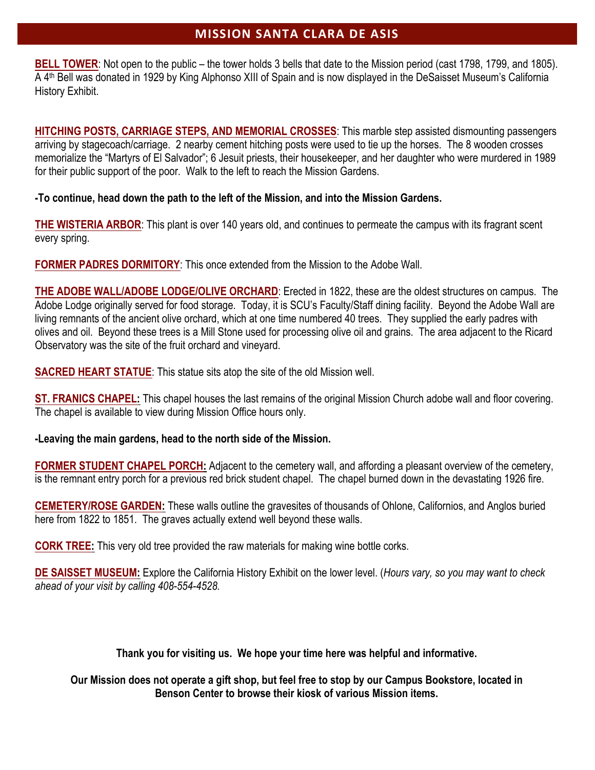# MISSION SANTA CLARA DE ASIS

**BELL TOWER**: Not open to the public – the tower holds 3 bells that date to the Mission period (cast 1798, 1799, and 1805). A 4th Bell was donated in 1929 by King Alphonso XIII of Spain and is now displayed in the DeSaisset Museum's California History Exhibit.

**HITCHING POSTS, CARRIAGE STEPS, AND MEMORIAL CROSSES**: This marble step assisted dismounting passengers arriving by stagecoach/carriage. 2 nearby cement hitching posts were used to tie up the horses. The 8 wooden crosses memorialize the "Martyrs of El Salvador"; 6 Jesuit priests, their housekeeper, and her daughter who were murdered in 1989 for their public support of the poor. Walk to the left to reach the Mission Gardens.

**-To continue, head down the path to the left of the Mission, and into the Mission Gardens.**

**THE WISTERIA ARBOR**: This plant is over 140 years old, and continues to permeate the campus with its fragrant scent every spring.

**FORMER PADRES DORMITORY**: This once extended from the Mission to the Adobe Wall.

**THE ADOBE WALL/ADOBE LODGE/OLIVE ORCHARD**: Erected in 1822, these are the oldest structures on campus. The Adobe Lodge originally served for food storage. Today, it is SCU's Faculty/Staff dining facility. Beyond the Adobe Wall are living remnants of the ancient olive orchard, which at one time numbered 40 trees. They supplied the early padres with olives and oil. Beyond these trees is a Mill Stone used for processing olive oil and grains. The area adjacent to the Ricard Observatory was the site of the fruit orchard and vineyard.

**SACRED HEART STATUE**: This statue sits atop the site of the old Mission well.

**ST. FRANICS CHAPEL:** This chapel houses the last remains of the original Mission Church adobe wall and floor covering. The chapel is available to view during Mission Office hours only.

**-Leaving the main gardens, head to the north side of the Mission.**

**FORMER STUDENT CHAPEL PORCH:** Adjacent to the cemetery wall, and affording a pleasant overview of the cemetery, is the remnant entry porch for a previous red brick student chapel. The chapel burned down in the devastating 1926 fire.

**CEMETERY/ROSE GARDEN:** These walls outline the gravesites of thousands of Ohlone, Californios, and Anglos buried here from 1822 to 1851. The graves actually extend well beyond these walls.

**CORK TREE:** This very old tree provided the raw materials for making wine bottle corks.

**DE SAISSET MUSEUM:** Explore the California History Exhibit on the lower level. (*Hours vary, so you may want to check ahead of your visit by calling 408-554-4528.*

**Thank you for visiting us. We hope your time here was helpful and informative.**

**Our Mission does not operate a gift shop, but feel free to stop by our Campus Bookstore, located in Benson Center to browse their kiosk of various Mission items.**